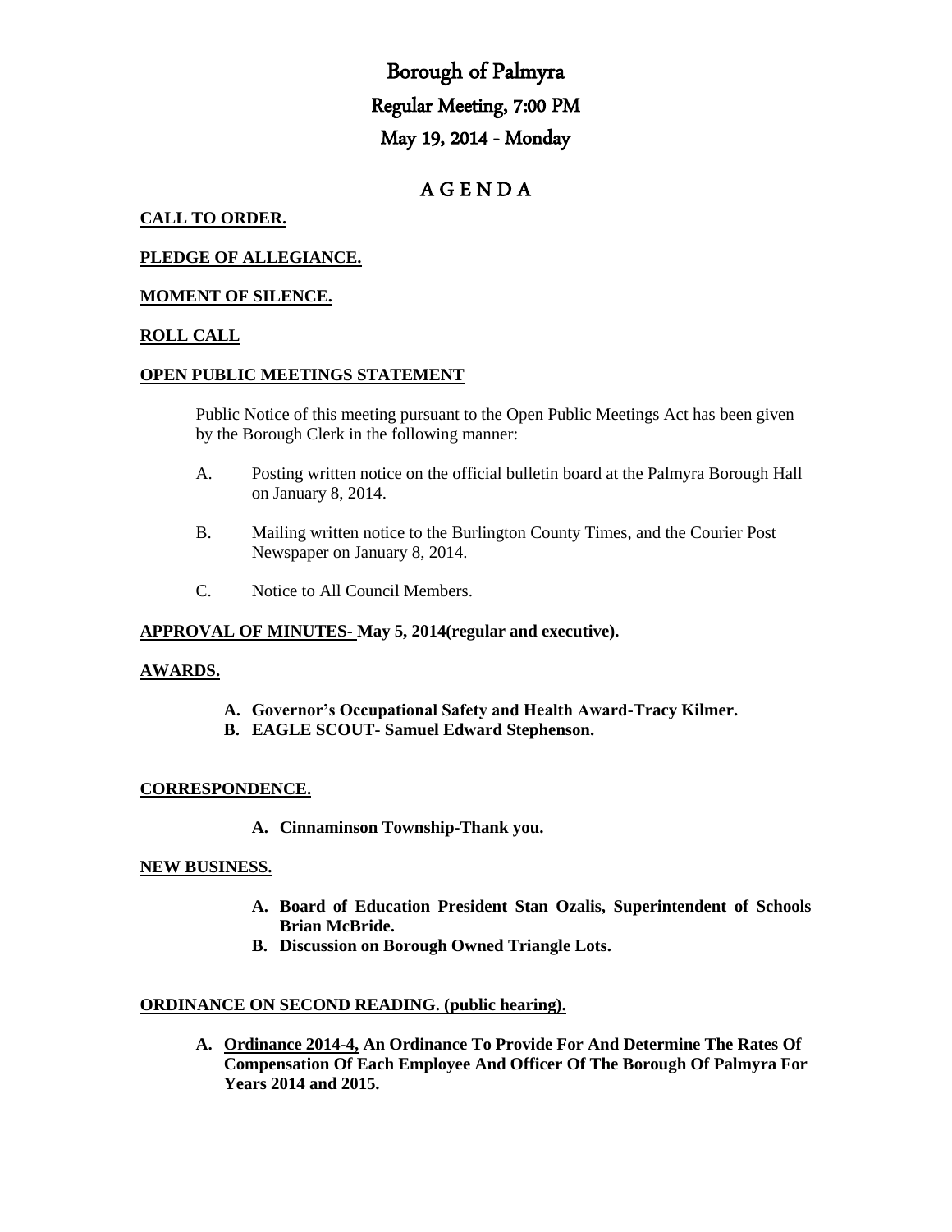# Borough of Palmyra
## Regular Meeting, 7:00 PM
## May 19, 2014 - Monday

## A G E N D A

**CALL TO ORDER.**

**PLEDGE OF ALLEGIANCE.**

**MOMENT OF SILENCE.**

**ROLL CALL**

**OPEN PUBLIC MEETINGS STATEMENT**

Public Notice of this meeting pursuant to the Open Public Meetings Act has been given by the Borough Clerk in the following manner:

A. Posting written notice on the official bulletin board at the Palmyra Borough Hall on January 8, 2014.

B. Mailing written notice to the Burlington County Times, and the Courier Post Newspaper on January 8, 2014.

C. Notice to All Council Members.

**APPROVAL OF MINUTES- May 5, 2014(regular and executive).**

**AWARDS.**

**A. Governor's Occupational Safety and Health Award-Tracy Kilmer.**
**B. EAGLE SCOUT- Samuel Edward Stephenson.**

**CORRESPONDENCE.**

**A. Cinnaminson Township-Thank you.**

**NEW BUSINESS.**

**A. Board of Education President Stan Ozalis, Superintendent of Schools Brian McBride.**
**B. Discussion on Borough Owned Triangle Lots.**

**ORDINANCE ON SECOND READING. (public hearing).**

**A. Ordinance 2014-4, An Ordinance To Provide For And Determine The Rates Of Compensation Of Each Employee And Officer Of The Borough Of Palmyra For Years 2014 and 2015.**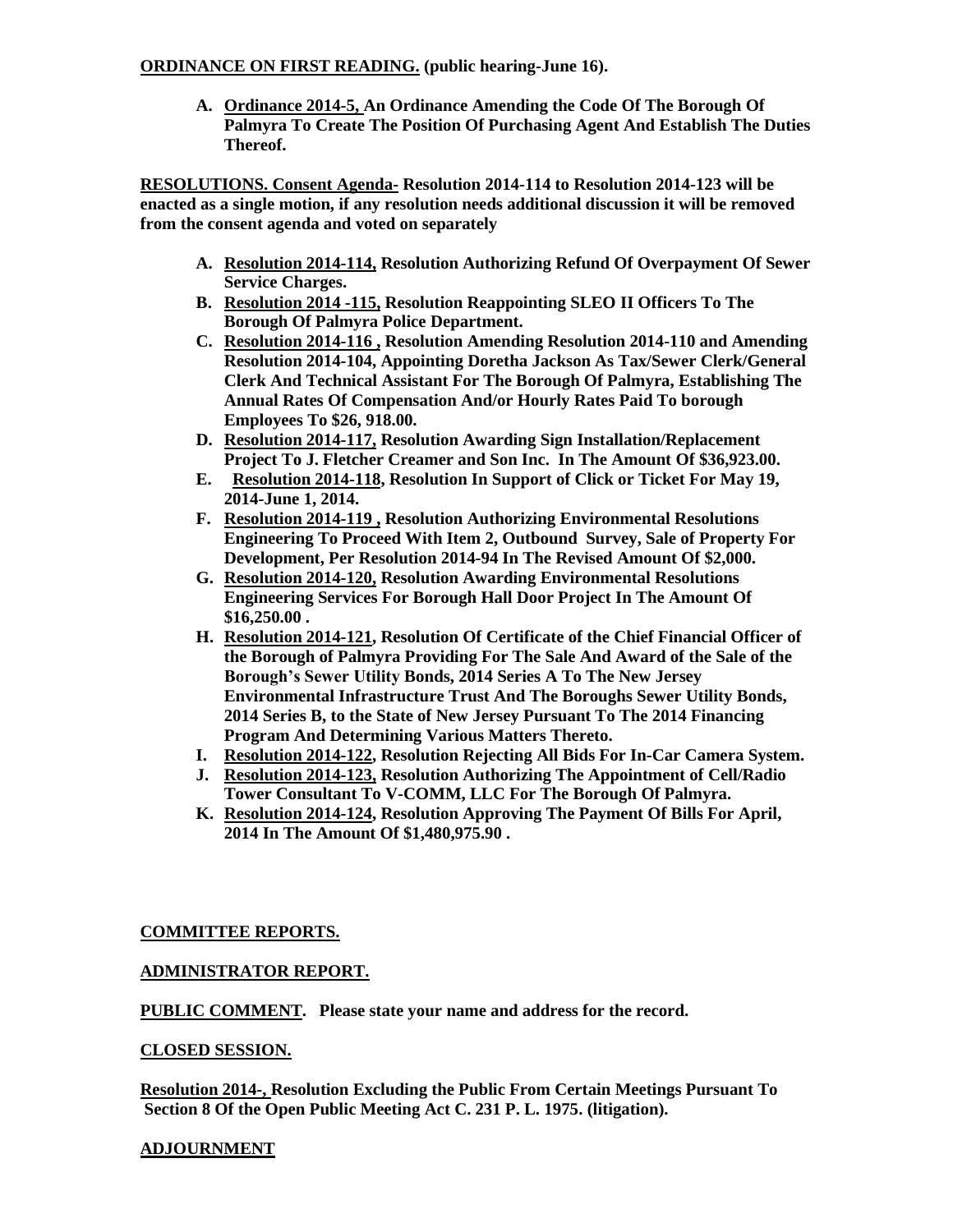**ORDINANCE ON FIRST READING.** **(public hearing-June 16).**

**A. Ordinance 2014-5, An Ordinance Amending the Code Of The Borough Of Palmyra To Create The Position Of Purchasing Agent And Establish The Duties Thereof.**

**RESOLUTIONS. Consent Agenda- Resolution 2014-114 to Resolution 2014-123 will be enacted as a single motion, if any resolution needs additional discussion it will be removed from the consent agenda and voted on separately**

**A. Resolution 2014-114, Resolution Authorizing Refund Of Overpayment Of Sewer Service Charges.**
**B. Resolution 2014 -115, Resolution Reappointing SLEO II Officers To The Borough Of Palmyra Police Department.**
**C. Resolution 2014-116 , Resolution Amending Resolution 2014-110 and Amending Resolution 2014-104, Appointing Doretha Jackson As Tax/Sewer Clerk/General Clerk And Technical Assistant For The Borough Of Palmyra, Establishing The Annual Rates Of Compensation And/or Hourly Rates Paid To borough Employees To $26, 918.00.**
**D. Resolution 2014-117, Resolution Awarding Sign Installation/Replacement Project To J. Fletcher Creamer and Son Inc. In The Amount Of $36,923.00.**
**E. Resolution 2014-118, Resolution In Support of Click or Ticket For May 19, 2014-June 1, 2014.**
**F. Resolution 2014-119 , Resolution Authorizing Environmental Resolutions Engineering To Proceed With Item 2, Outbound Survey, Sale of Property For Development, Per Resolution 2014-94 In The Revised Amount Of $2,000.**
**G. Resolution 2014-120, Resolution Awarding Environmental Resolutions Engineering Services For Borough Hall Door Project In The Amount Of $16,250.00 .**
**H. Resolution 2014-121, Resolution Of Certificate of the Chief Financial Officer of the Borough of Palmyra Providing For The Sale And Award of the Sale of the Borough's Sewer Utility Bonds, 2014 Series A To The New Jersey Environmental Infrastructure Trust And The Boroughs Sewer Utility Bonds, 2014 Series B, to the State of New Jersey Pursuant To The 2014 Financing Program And Determining Various Matters Thereto.**
**I. Resolution 2014-122, Resolution Rejecting All Bids For In-Car Camera System.**
**J. Resolution 2014-123, Resolution Authorizing The Appointment of Cell/Radio Tower Consultant To V-COMM, LLC For The Borough Of Palmyra.**
**K. Resolution 2014-124, Resolution Approving The Payment Of Bills For April, 2014 In The Amount Of $1,480,975.90 .**

**COMMITTEE REPORTS.**

**ADMINISTRATOR REPORT.**

**PUBLIC COMMENT. Please state your name and address for the record.**

**CLOSED SESSION.**

**Resolution 2014-, Resolution Excluding the Public From Certain Meetings Pursuant To Section 8 Of the Open Public Meeting Act C. 231 P. L. 1975. (litigation).**

**ADJOURNMENT**